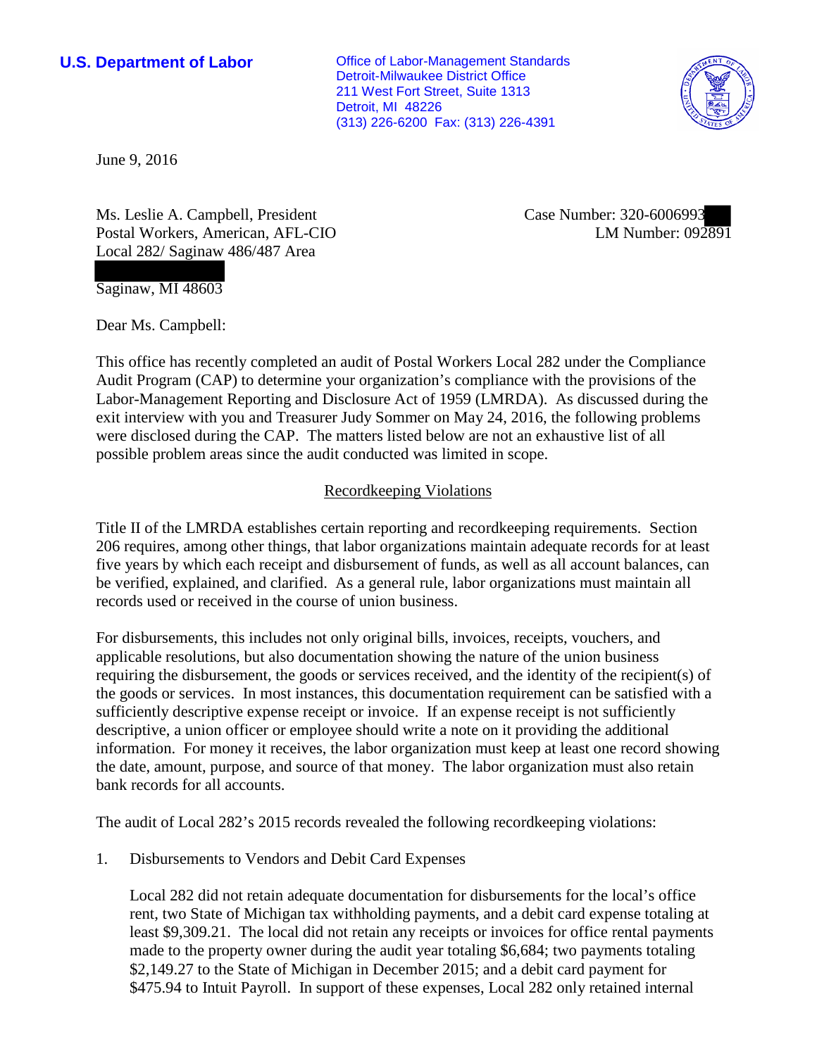**U.S. Department of Labor**

Office of Labor-Management Standards
Detroit-Milwaukee District Office
211 West Fort Street, Suite 1313
Detroit, MI 48226
(313) 226-6200 Fax: (313) 226-4391

June 9, 2016

Ms. Leslie A. Campbell, President
Postal Workers, American, AFL-CIO
Local 282/ Saginaw 486/487 Area

Saginaw, MI 48603

Case Number: 320-6006993
LM Number: 092891

Dear Ms. Campbell:

This office has recently completed an audit of Postal Workers Local 282 under the Compliance Audit Program (CAP) to determine your organization's compliance with the provisions of the Labor-Management Reporting and Disclosure Act of 1959 (LMRDA). As discussed during the exit interview with you and Treasurer Judy Sommer on May 24, 2016, the following problems were disclosed during the CAP. The matters listed below are not an exhaustive list of all possible problem areas since the audit conducted was limited in scope.

## Recordkeeping Violations

Title II of the LMRDA establishes certain reporting and recordkeeping requirements. Section 206 requires, among other things, that labor organizations maintain adequate records for at least five years by which each receipt and disbursement of funds, as well as all account balances, can be verified, explained, and clarified. As a general rule, labor organizations must maintain all records used or received in the course of union business.

For disbursements, this includes not only original bills, invoices, receipts, vouchers, and applicable resolutions, but also documentation showing the nature of the union business requiring the disbursement, the goods or services received, and the identity of the recipient(s) of the goods or services. In most instances, this documentation requirement can be satisfied with a sufficiently descriptive expense receipt or invoice. If an expense receipt is not sufficiently descriptive, a union officer or employee should write a note on it providing the additional information. For money it receives, the labor organization must keep at least one record showing the date, amount, purpose, and source of that money. The labor organization must also retain bank records for all accounts.

The audit of Local 282's 2015 records revealed the following recordkeeping violations:

1. Disbursements to Vendors and Debit Card Expenses

   Local 282 did not retain adequate documentation for disbursements for the local's office rent, two State of Michigan tax withholding payments, and a debit card expense totaling at least $9,309.21. The local did not retain any receipts or invoices for office rental payments made to the property owner during the audit year totaling $6,684; two payments totaling $2,149.27 to the State of Michigan in December 2015; and a debit card payment for $475.94 to Intuit Payroll. In support of these expenses, Local 282 only retained internal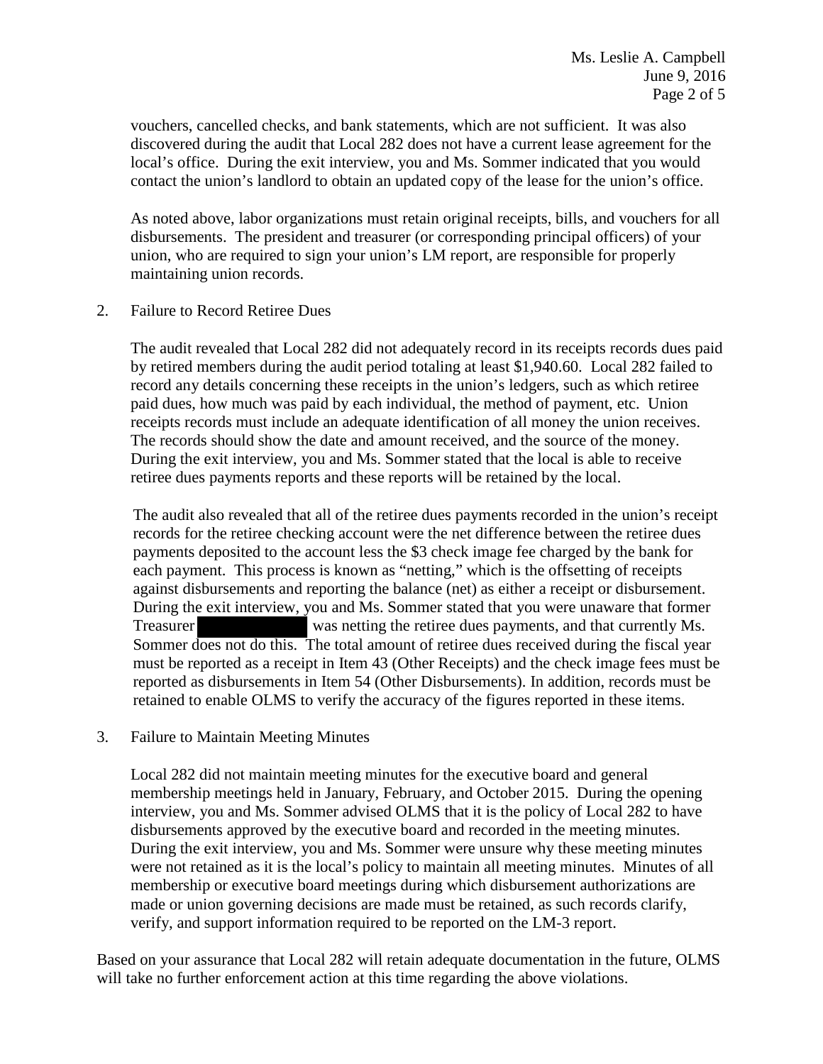vouchers, cancelled checks, and bank statements, which are not sufficient. It was also discovered during the audit that Local 282 does not have a current lease agreement for the local's office. During the exit interview, you and Ms. Sommer indicated that you would contact the union's landlord to obtain an updated copy of the lease for the union's office.

As noted above, labor organizations must retain original receipts, bills, and vouchers for all disbursements. The president and treasurer (or corresponding principal officers) of your union, who are required to sign your union's LM report, are responsible for properly maintaining union records.

2. Failure to Record Retiree Dues

The audit revealed that Local 282 did not adequately record in its receipts records dues paid by retired members during the audit period totaling at least $1,940.60. Local 282 failed to record any details concerning these receipts in the union's ledgers, such as which retiree paid dues, how much was paid by each individual, the method of payment, etc. Union receipts records must include an adequate identification of all money the union receives. The records should show the date and amount received, and the source of the money. During the exit interview, you and Ms. Sommer stated that the local is able to receive retiree dues payments reports and these reports will be retained by the local.

The audit also revealed that all of the retiree dues payments recorded in the union's receipt records for the retiree checking account were the net difference between the retiree dues payments deposited to the account less the $3 check image fee charged by the bank for each payment. This process is known as "netting," which is the offsetting of receipts against disbursements and reporting the balance (net) as either a receipt or disbursement. During the exit interview, you and Ms. Sommer stated that you were unaware that former Treasurer [REDACTED] was netting the retiree dues payments, and that currently Ms. Sommer does not do this. The total amount of retiree dues received during the fiscal year must be reported as a receipt in Item 43 (Other Receipts) and the check image fees must be reported as disbursements in Item 54 (Other Disbursements). In addition, records must be retained to enable OLMS to verify the accuracy of the figures reported in these items.

3. Failure to Maintain Meeting Minutes

Local 282 did not maintain meeting minutes for the executive board and general membership meetings held in January, February, and October 2015. During the opening interview, you and Ms. Sommer advised OLMS that it is the policy of Local 282 to have disbursements approved by the executive board and recorded in the meeting minutes. During the exit interview, you and Ms. Sommer were unsure why these meeting minutes were not retained as it is the local's policy to maintain all meeting minutes. Minutes of all membership or executive board meetings during which disbursement authorizations are made or union governing decisions are made must be retained, as such records clarify, verify, and support information required to be reported on the LM-3 report.

Based on your assurance that Local 282 will retain adequate documentation in the future, OLMS will take no further enforcement action at this time regarding the above violations.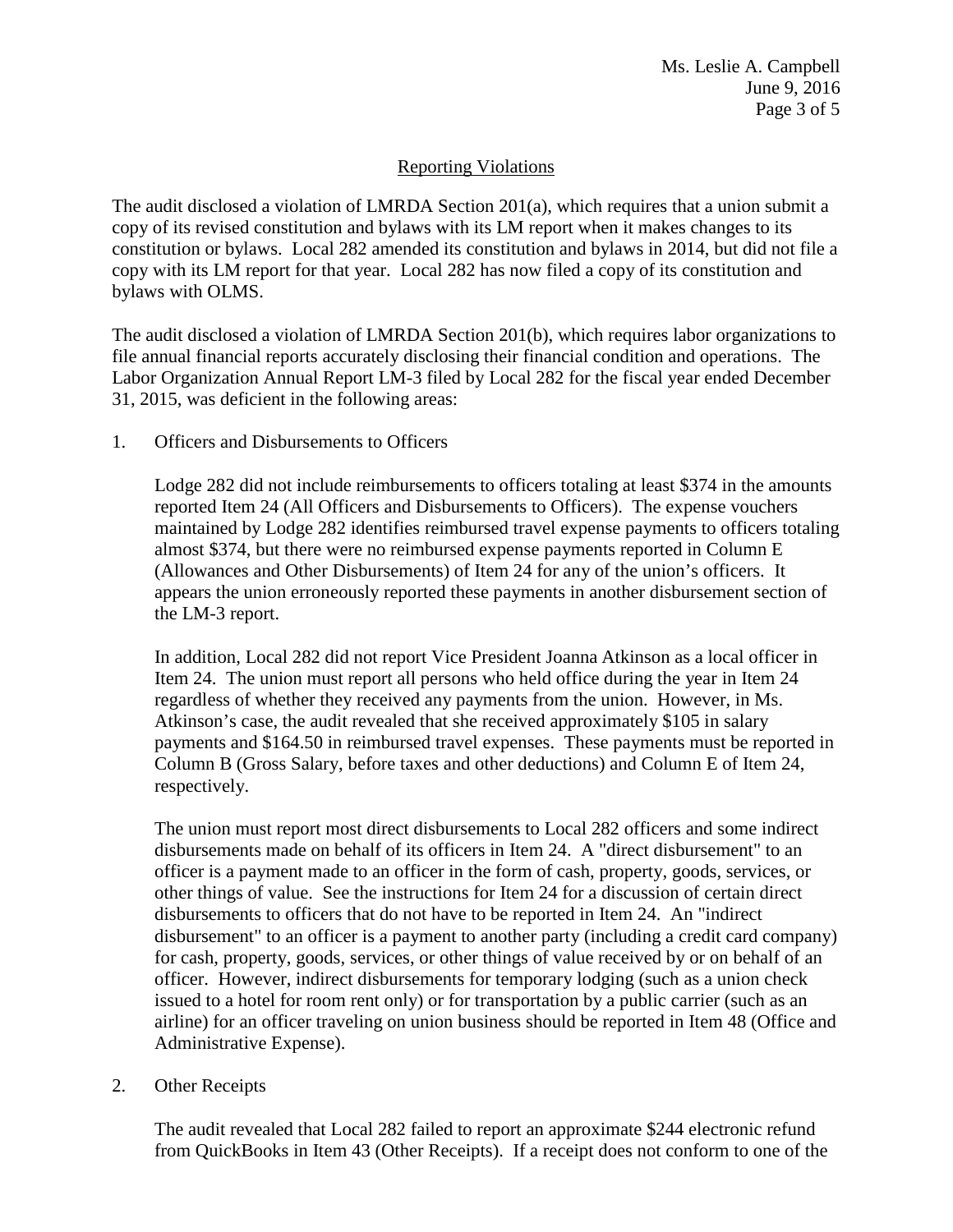## Reporting Violations

The audit disclosed a violation of LMRDA Section 201(a), which requires that a union submit a copy of its revised constitution and bylaws with its LM report when it makes changes to its constitution or bylaws. Local 282 amended its constitution and bylaws in 2014, but did not file a copy with its LM report for that year. Local 282 has now filed a copy of its constitution and bylaws with OLMS.

The audit disclosed a violation of LMRDA Section 201(b), which requires labor organizations to file annual financial reports accurately disclosing their financial condition and operations. The Labor Organization Annual Report LM-3 filed by Local 282 for the fiscal year ended December 31, 2015, was deficient in the following areas:

1. Officers and Disbursements to Officers

   Lodge 282 did not include reimbursements to officers totaling at least $374 in the amounts reported Item 24 (All Officers and Disbursements to Officers). The expense vouchers maintained by Lodge 282 identifies reimbursed travel expense payments to officers totaling almost $374, but there were no reimbursed expense payments reported in Column E (Allowances and Other Disbursements) of Item 24 for any of the union's officers. It appears the union erroneously reported these payments in another disbursement section of the LM-3 report.

   In addition, Local 282 did not report Vice President Joanna Atkinson as a local officer in Item 24. The union must report all persons who held office during the year in Item 24 regardless of whether they received any payments from the union. However, in Ms. Atkinson's case, the audit revealed that she received approximately $105 in salary payments and $164.50 in reimbursed travel expenses. These payments must be reported in Column B (Gross Salary, before taxes and other deductions) and Column E of Item 24, respectively.

   The union must report most direct disbursements to Local 282 officers and some indirect disbursements made on behalf of its officers in Item 24. A "direct disbursement" to an officer is a payment made to an officer in the form of cash, property, goods, services, or other things of value. See the instructions for Item 24 for a discussion of certain direct disbursements to officers that do not have to be reported in Item 24. An "indirect disbursement" to an officer is a payment to another party (including a credit card company) for cash, property, goods, services, or other things of value received by or on behalf of an officer. However, indirect disbursements for temporary lodging (such as a union check issued to a hotel for room rent only) or for transportation by a public carrier (such as an airline) for an officer traveling on union business should be reported in Item 48 (Office and Administrative Expense).

2. Other Receipts

   The audit revealed that Local 282 failed to report an approximate $244 electronic refund from QuickBooks in Item 43 (Other Receipts). If a receipt does not conform to one of the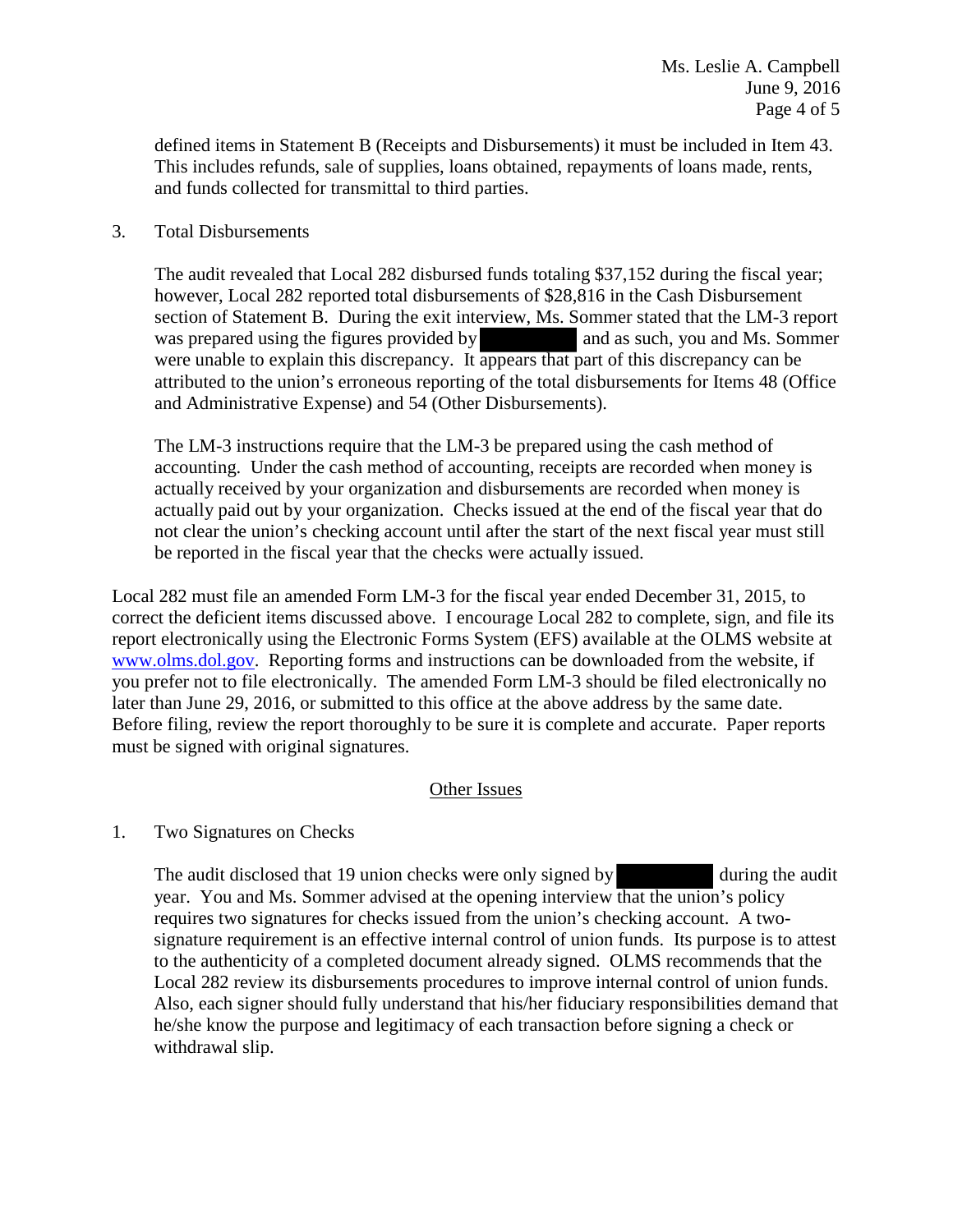defined items in Statement B (Receipts and Disbursements) it must be included in Item 43. This includes refunds, sale of supplies, loans obtained, repayments of loans made, rents, and funds collected for transmittal to third parties.

3. Total Disbursements

   The audit revealed that Local 282 disbursed funds totaling $37,152 during the fiscal year; however, Local 282 reported total disbursements of $28,816 in the Cash Disbursement section of Statement B. During the exit interview, Ms. Sommer stated that the LM-3 report was prepared using the figures provided by [redacted] and as such, you and Ms. Sommer were unable to explain this discrepancy. It appears that part of this discrepancy can be attributed to the union's erroneous reporting of the total disbursements for Items 48 (Office and Administrative Expense) and 54 (Other Disbursements).

   The LM-3 instructions require that the LM-3 be prepared using the cash method of accounting. Under the cash method of accounting, receipts are recorded when money is actually received by your organization and disbursements are recorded when money is actually paid out by your organization. Checks issued at the end of the fiscal year that do not clear the union's checking account until after the start of the next fiscal year must still be reported in the fiscal year that the checks were actually issued.

Local 282 must file an amended Form LM-3 for the fiscal year ended December 31, 2015, to correct the deficient items discussed above. I encourage Local 282 to complete, sign, and file its report electronically using the Electronic Forms System (EFS) available at the OLMS website at www.olms.dol.gov. Reporting forms and instructions can be downloaded from the website, if you prefer not to file electronically. The amended Form LM-3 should be filed electronically no later than June 29, 2016, or submitted to this office at the above address by the same date. Before filing, review the report thoroughly to be sure it is complete and accurate. Paper reports must be signed with original signatures.

## Other Issues

1. Two Signatures on Checks

   The audit disclosed that 19 union checks were only signed by [redacted] during the audit year. You and Ms. Sommer advised at the opening interview that the union's policy requires two signatures for checks issued from the union's checking account. A two-signature requirement is an effective internal control of union funds. Its purpose is to attest to the authenticity of a completed document already signed. OLMS recommends that the Local 282 review its disbursements procedures to improve internal control of union funds. Also, each signer should fully understand that his/her fiduciary responsibilities demand that he/she know the purpose and legitimacy of each transaction before signing a check or withdrawal slip.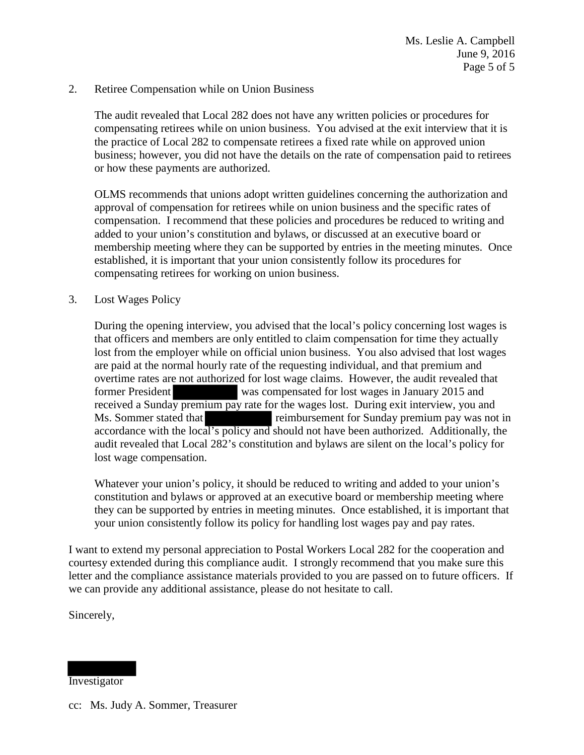Ms. Leslie A. Campbell
June 9, 2016

2. Retiree Compensation while on Union Business

   The audit revealed that Local 282 does not have any written policies or procedures for compensating retirees while on union business. You advised at the exit interview that it is the practice of Local 282 to compensate retirees a fixed rate while on approved union business; however, you did not have the details on the rate of compensation paid to retirees or how these payments are authorized.

   OLMS recommends that unions adopt written guidelines concerning the authorization and approval of compensation for retirees while on union business and the specific rates of compensation. I recommend that these policies and procedures be reduced to writing and added to your union's constitution and bylaws, or discussed at an executive board or membership meeting where they can be supported by entries in the meeting minutes. Once established, it is important that your union consistently follow its procedures for compensating retirees for working on union business.

3. Lost Wages Policy

   During the opening interview, you advised that the local's policy concerning lost wages is that officers and members are only entitled to claim compensation for time they actually lost from the employer while on official union business. You also advised that lost wages are paid at the normal hourly rate of the requesting individual, and that premium and overtime rates are not authorized for lost wage claims. However, the audit revealed that former President [REDACTED] was compensated for lost wages in January 2015 and received a Sunday premium pay rate for the wages lost. During exit interview, you and Ms. Sommer stated that [REDACTED] reimbursement for Sunday premium pay was not in accordance with the local's policy and should not have been authorized. Additionally, the audit revealed that Local 282's constitution and bylaws are silent on the local's policy for lost wage compensation.

   Whatever your union's policy, it should be reduced to writing and added to your union's constitution and bylaws or approved at an executive board or membership meeting where they can be supported by entries in meeting minutes. Once established, it is important that your union consistently follow its policy for handling lost wages pay and pay rates.

I want to extend my personal appreciation to Postal Workers Local 282 for the cooperation and courtesy extended during this compliance audit. I strongly recommend that you make sure this letter and the compliance assistance materials provided to you are passed on to future officers. If we can provide any additional assistance, please do not hesitate to call.

Sincerely,

[REDACTED]
Investigator

cc: Ms. Judy A. Sommer, Treasurer